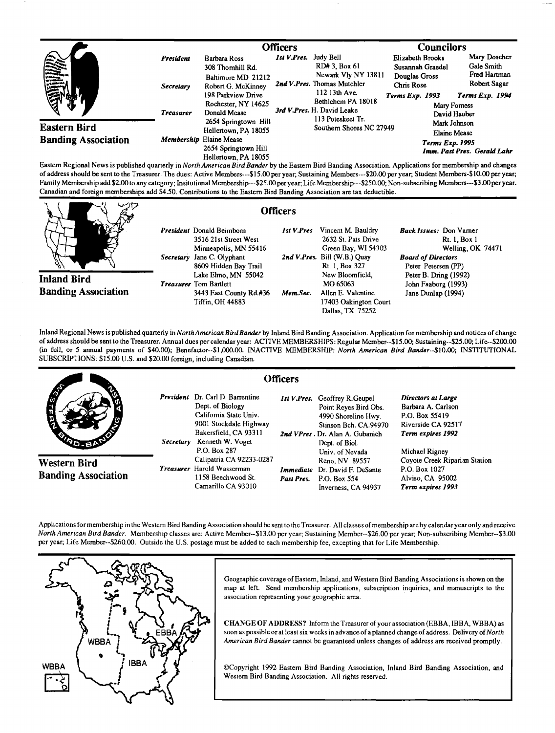## Eastern Bird Banding Association

### Officers

*President* Barbara Ross
308 Thornhill Rd.
Baltimore MD 21212

*Secretary* Robert G. McKinney
198 Parkview Drive
Rochester, NY 14625

*Treasurer* Donald Mease
2654 Springtown Hill
Hellertown, PA 18055

*Membership* Elaine Mease
2654 Springtown Hill
Hellertown, PA 18055

*1st V.Pres.* Judy Bell
RD# 3, Box 61
Newark Vly NY 13811

*2nd V.Pres.* Thomas Mutchler
112 13th Ave.
Bethlehem PA 18018

*3rd V.Pres.* H. David Leake
113 Poteskeet Tr.
Southern Shores NC 27949

### Councilors

Elizabeth Brooks
Susannah Graedel
Douglas Gross
Chris Rose
*Terms Exp. 1993*

Mary Doscher
Gale Smith
Fred Hartman
Robert Sagar
*Terms Exp. 1994*

Mary Forness
David Hauber
Mark Johnson
Elaine Mease
*Terms Exp. 1995*

*Imm. Past Pres. Gerald Lahr*

Eastern Regional News is published quarterly in *North American Bird Bander* by the Eastern Bird Banding Association. Applications for membership and changes of address should be sent to the Treasurer. The dues: Active Members---$15.00 per year; Sustaining Members---$20.00 per year; Student Members-$10.00 per year; Family Membership add $2.00 to any category; Insitutional Membership---$25.00 per year; Life Membership---$250.00; Non-subscribing Members---$3.00 per year. Canadian and foreign memberships add $4.50. Contributions to the Eastern Bird Banding Association are tax deductible.

## Inland Bird Banding Association

### Officers

*President* Donald Beimborn
3516 21st Street West
Minneapolis, MN 55416

*Secretary* Jane C. Olyphant
8609 Hidden Bay Trail
Lake Elmo, MN 55042

*Treasurer* Tom Bartlett
3443 East County Rd.#36
Tiffin, OH 44883

*1st V.Pres* Vincent M. Bauldry
2632 St. Pats Drive
Green Bay, WI 54303

*2nd V.Pres.* Bill (W.B.) Quay
Rt. 1, Box 327
New Bloomfield, MO 65063

*Mem.Sec.* Allen E. Valentine
17403 Oakington Court
Dallas, TX 75252

*Back Issues:* Don Varner
Rt. 1, Box 1
Welling, OK 74471

*Board of Directors*
Peter Petersen (PP)
Peter B. Dring (1992)
John Faaborg (1993)
Jane Dunlap (1994)

Inland Regional News is published quarterly in *North American Bird Bander* by Inland Bird Banding Association. Application for membership and notices of change of address should be sent to the Treasurer. Annual dues per calendar year: ACTIVE MEMBERSHIPS: Regular Member--$15.00; Sustaining--$25.00; Life--$200.00 (in full, or 5 annual payments of $40.00); Benefactor--$1,000.00. INACTIVE MEMBERSHIP: *North American Bird Bander*--$10.00; INSTITUTIONAL SUBSCRIPTIONS: $15.00 U.S. and $20.00 foreign, including Canadian.

## Western Bird Banding Association

### Officers

*President* Dr. Carl D. Barrentine
Dept. of Biology
California State Univ.
9001 Stockdale Highway
Bakersfield, CA 93311

*Secretary* Kenneth W. Voget
P.O. Box 287
Calipatria CA 92233-0287

*Treasurer* Harold Wasserman
1158 Beechwood St.
Camarillo CA 93010

*1st V.Pres.* Geoffrey R.Geupel
Point Reyes Bird Obs.
4990 Shoreline Hwy.
Stinson Bch. CA.94970

*2nd VPres.* Dr. Alan A. Gubanich
Dept. of Biol.
Univ. of Nevada
Reno, NV 89557

*Immediate Past Pres.* Dr. David F. DeSante
P.O. Box 554
Inverness, CA 94937

*Directors at Large*
Barbara A. Carlson
P.O. Box 55419
Riverside CA 92517
*Term expires 1992*

Michael Rigney
Coyote Creek Riparian Station
P.O. Box 1027
Alviso, CA 95002
*Term expires 1993*

Applications for membership in the Western Bird Banding Association should be sent to the Treasurer. All classes of membership are by calendar year only and receive *North American Bird Bander*. Membership classes are: Active Member--$13.00 per year; Sustaining Member--$26.00 per year; Non-subscribing Member--$3.00 per year; Life Member--$260.00. Outside the U.S. postage must be added to each membership fee, excepting that for Life Membership.

WBBA
EBBA
IBBA
WBBA

Geographic coverage of Eastern, Inland, and Western Bird Banding Associations is shown on the map at left. Send membership applications, subscription inquiries, and manuscripts to the association representing your geographic area.

**CHANGE OF ADDRESS?** Inform the Treasurer of your association (EBBA, IBBA, WBBA) as soon as possible or at least six weeks in advance of a planned change of address. Delivery of *North American Bird Bander* cannot be guaranteed unless changes of address are received promptly.

©Copyright 1992 Eastern Bird Banding Association, Inland Bird Banding Association, and Western Bird Banding Association. All rights reserved.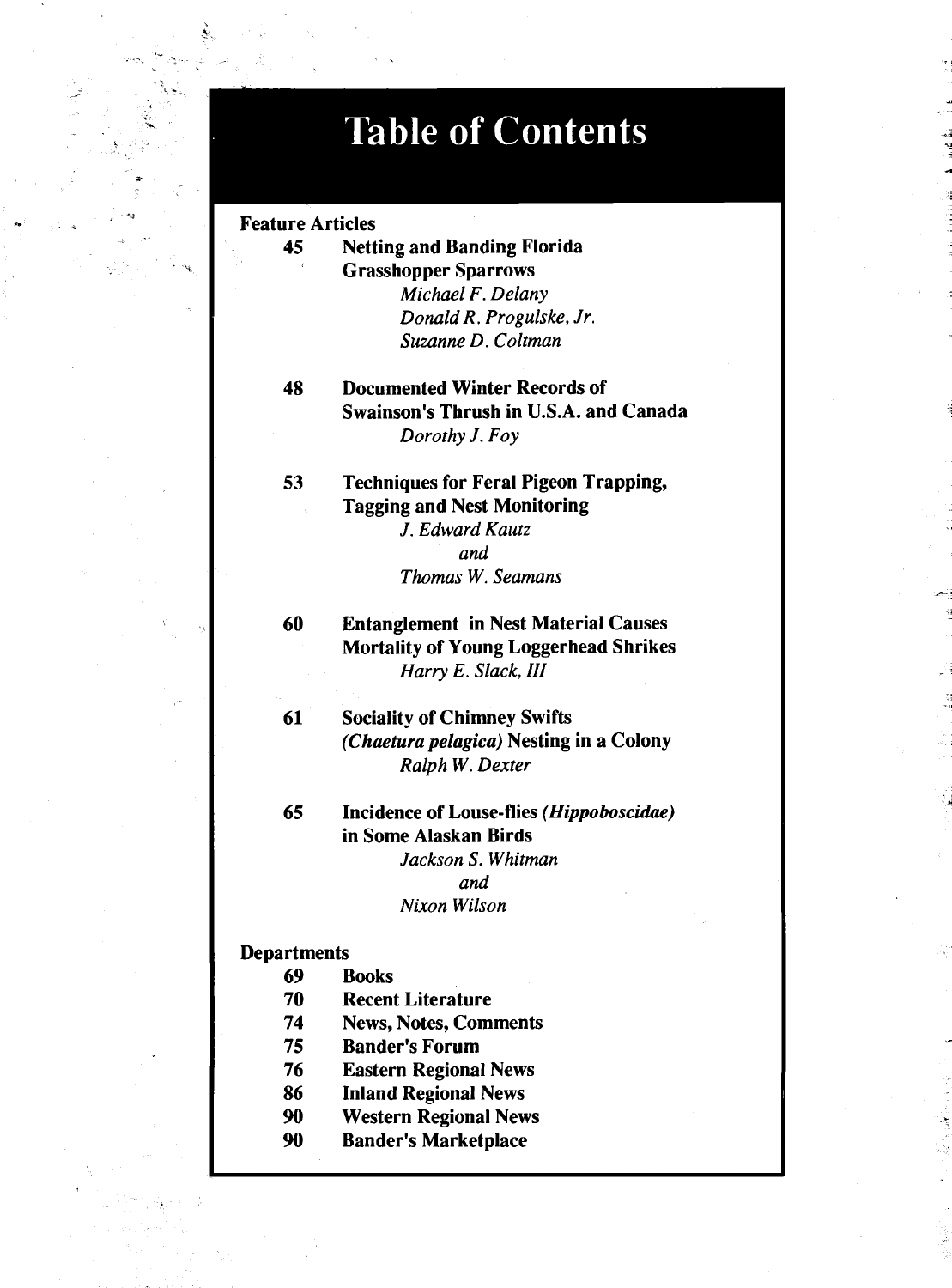# Table of Contents

## Feature Articles

**45** **Netting and Banding Florida Grasshopper Sparrows**
*Michael F. Delany*
*Donald R. Progulske, Jr.*
*Suzanne D. Coltman*

**48** **Documented Winter Records of Swainson's Thrush in U.S.A. and Canada**
*Dorothy J. Foy*

**53** **Techniques for Feral Pigeon Trapping, Tagging and Nest Monitoring**
*J. Edward Kautz*
*and*
*Thomas W. Seamans*

**60** **Entanglement in Nest Material Causes Mortality of Young Loggerhead Shrikes**
*Harry E. Slack, III*

**61** **Sociality of Chimney Swifts *(Chaetura pelagica)* Nesting in a Colony**
*Ralph W. Dexter*

**65** **Incidence of Louse-flies *(Hippoboscidae)* in Some Alaskan Birds**
*Jackson S. Whitman*
*and*
*Nixon Wilson*

## Departments

**69** **Books**
**70** **Recent Literature**
**74** **News, Notes, Comments**
**75** **Bander's Forum**
**76** **Eastern Regional News**
**86** **Inland Regional News**
**90** **Western Regional News**
**90** **Bander's Marketplace**